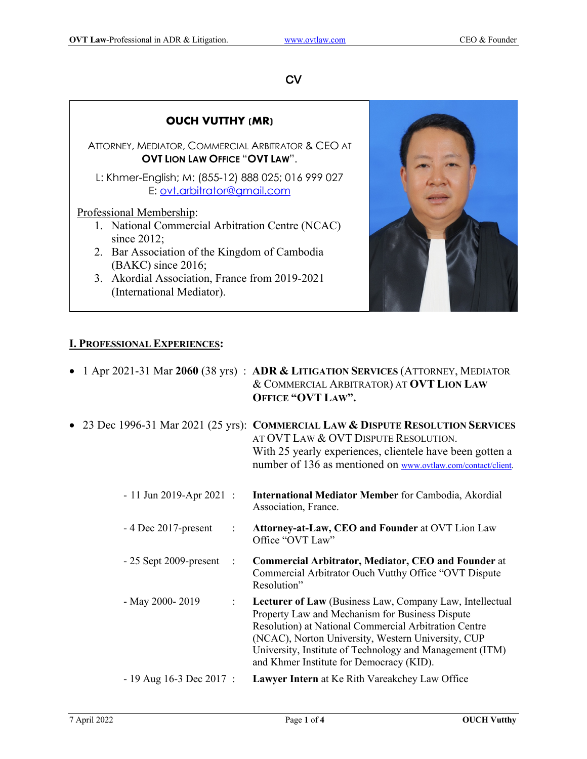# CV

## OUCH VUTTHY (MR)

ATTORNEY, MEDIATOR, COMMERCIAL ARBITRATOR & CEO AT **OVT LION LAW OFFICE "OVT LAW"**.

L: Khmer-English; M: (855-12) 888 025; 016 999 027
E: ovt.arbitrator@gmail.com

Professional Membership:

1. National Commercial Arbitration Centre (NCAC) since 2012;
2. Bar Association of the Kingdom of Cambodia (BAKC) since 2016;
3. Akordial Association, France from 2019-2021 (International Mediator).

## I. PROFESSIONAL EXPERIENCES:

- 1 Apr 2021-31 Mar **2060** (38 yrs) : **ADR & LITIGATION SERVICES** (ATTORNEY, MEDIATOR & COMMERCIAL ARBITRATOR) AT **OVT LION LAW OFFICE "OVT LAW".**

- 23 Dec 1996-31 Mar 2021 (25 yrs): **COMMERCIAL LAW & DISPUTE RESOLUTION SERVICES** AT OVT LAW & OVT DISPUTE RESOLUTION.
  With 25 yearly experiences, clientele have been gotten a number of 136 as mentioned on www.ovtlaw.com/contact/client.

  - 11 Jun 2019-Apr 2021 : **International Mediator Member** for Cambodia, Akordial Association, France.
  - 4 Dec 2017-present : **Attorney-at-Law, CEO and Founder** at OVT Lion Law Office "OVT Law"
  - 25 Sept 2009-present : **Commercial Arbitrator, Mediator, CEO and Founder** at Commercial Arbitrator Ouch Vutthy Office "OVT Dispute Resolution"
  - May 2000- 2019 : **Lecturer of Law** (Business Law, Company Law, Intellectual Property Law and Mechanism for Business Dispute Resolution) at National Commercial Arbitration Centre (NCAC), Norton University, Western University, CUP University, Institute of Technology and Management (ITM) and Khmer Institute for Democracy (KID).
  - 19 Aug 16-3 Dec 2017 : **Lawyer Intern** at Ke Rith Vareakchey Law Office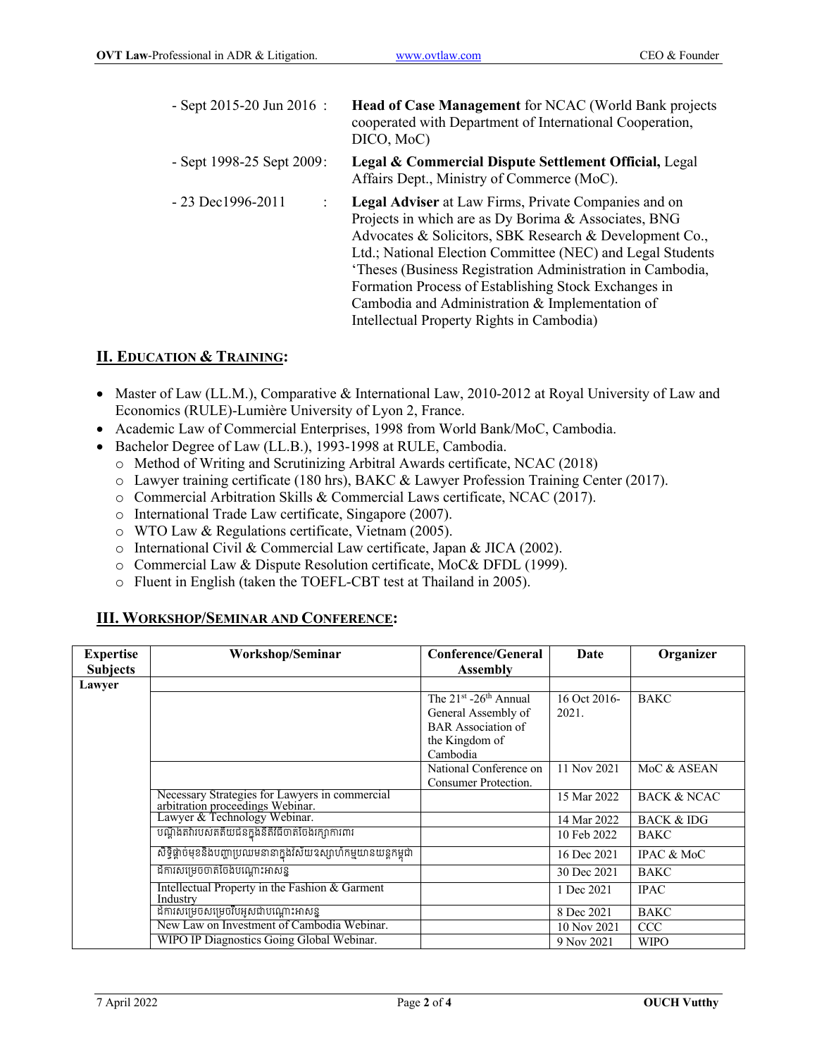| | |
|---|---|
| - Sept 2015-20 Jun 2016 : | **Head of Case Management** for NCAC (World Bank projects cooperated with Department of International Cooperation, DICO, MoC) |
| - Sept 1998-25 Sept 2009: | **Legal & Commercial Dispute Settlement Official,** Legal Affairs Dept., Ministry of Commerce (MoC). |
| - 23 Dec1996-2011 : | **Legal Adviser** at Law Firms, Private Companies and on Projects in which are as Dy Borima & Associates, BNG Advocates & Solicitors, SBK Research & Development Co., Ltd.; National Election Committee (NEC) and Legal Students 'Theses (Business Registration Administration in Cambodia, Formation Process of Establishing Stock Exchanges in Cambodia and Administration & Implementation of Intellectual Property Rights in Cambodia) |

## II. EDUCATION & TRAINING:

- Master of Law (LL.M.), Comparative & International Law, 2010-2012 at Royal University of Law and Economics (RULE)-Lumière University of Lyon 2, France.
- Academic Law of Commercial Enterprises, 1998 from World Bank/MoC, Cambodia.
- Bachelor Degree of Law (LL.B.), 1993-1998 at RULE, Cambodia.
  - Method of Writing and Scrutinizing Arbitral Awards certificate, NCAC (2018)
  - Lawyer training certificate (180 hrs), BAKC & Lawyer Profession Training Center (2017).
  - Commercial Arbitration Skills & Commercial Laws certificate, NCAC (2017).
  - International Trade Law certificate, Singapore (2007).
  - WTO Law & Regulations certificate, Vietnam (2005).
  - International Civil & Commercial Law certificate, Japan & JICA (2002).
  - Commercial Law & Dispute Resolution certificate, MoC& DFDL (1999).
  - Fluent in English (taken the TOEFL-CBT test at Thailand in 2005).

## III. WORKSHOP/SEMINAR AND CONFERENCE:

| Expertise Subjects | Workshop/Seminar | Conference/General Assembly | Date | Organizer |
|---|---|---|---|---|
| **Lawyer** | | | | |
| | | The 21st -26th Annual General Assembly of BAR Association of the Kingdom of Cambodia | 16 Oct 2016-2021. | BAKC |
| | | National Conference on Consumer Protection. | 11 Nov 2021 | MoC & ASEAN |
| | Necessary Strategies for Lawyers in commercial arbitration proceedings Webinar. | | 15 Mar 2022 | BACK & NCAC |
| | Lawyer & Technology Webinar. | | 14 Mar 2022 | BACK & IDG |
| | បណ្តឹងតវ៉ារបស់តតិយជនក្នុងនីតិវិធីចាត់ចែងរក្សាការពារ | | 10 Feb 2022 | BAKC |
| | សិទ្ធិផ្តាច់មុខនិងបញ្ហាប្រឈមនានាក្នុងវិស័យឧស្សាហកម្មយានយន្តកម្ពុជា | | 16 Dec 2021 | IPAC & MoC |
| | ដីកាសម្រេចចាត់ចែងបណ្តោះអាសន្ន | | 30 Dec 2021 | BAKC |
| | Intellectual Property in the Fashion & Garment Industry | | 1 Dec 2021 | IPAC |
| | ដីកាសម្រេចសម្រេចបែអូសជាបណ្តោះអាសន្ន | | 8 Dec 2021 | BAKC |
| | New Law on Investment of Cambodia Webinar. | | 10 Nov 2021 | CCC |
| | WIPO IP Diagnostics Going Global Webinar. | | 9 Nov 2021 | WIPO |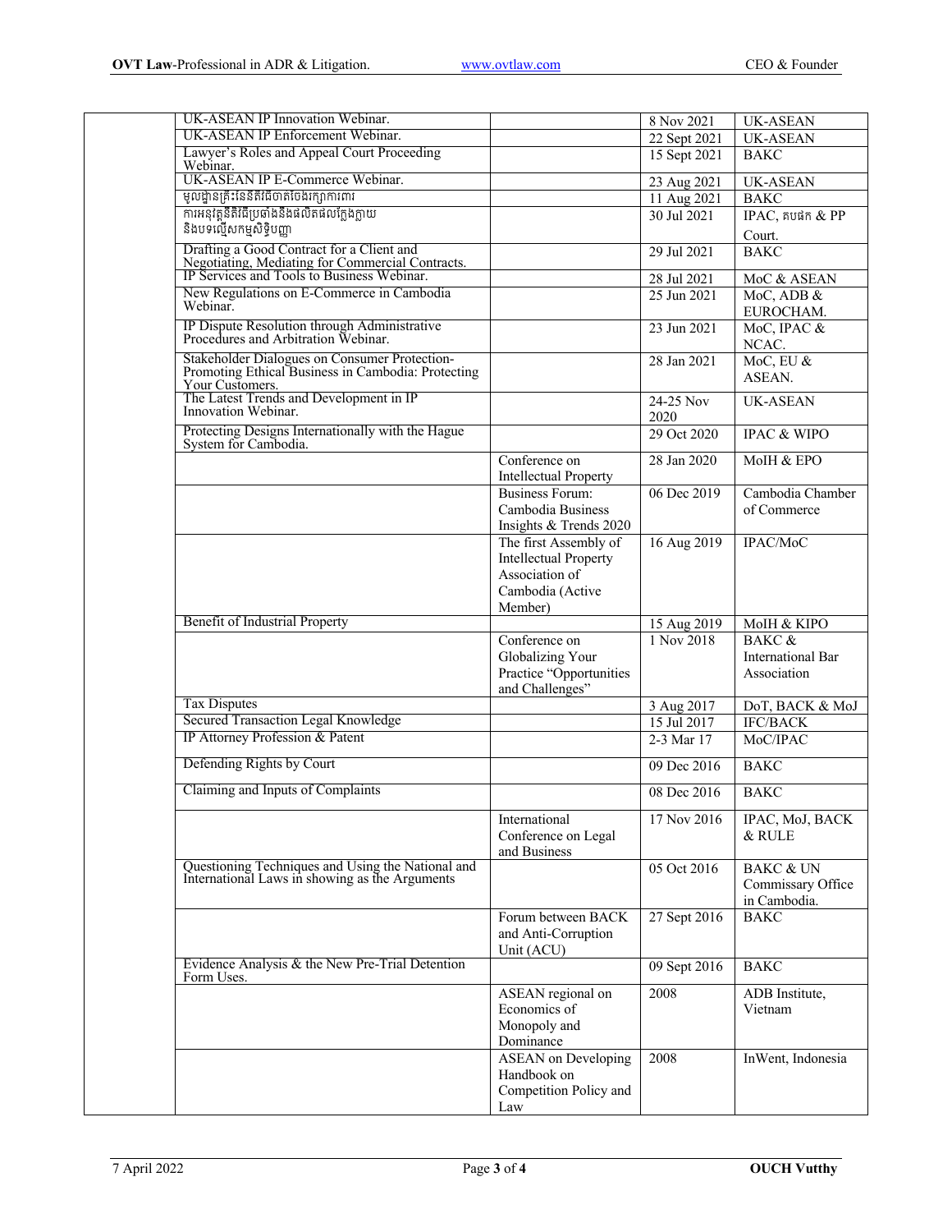| | | | | |
|---|---|---|---|---|
| | UK-ASEAN IP Innovation Webinar. | | 8 Nov 2021 | UK-ASEAN |
| | UK-ASEAN IP Enforcement Webinar. | | 22 Sept 2021 | UK-ASEAN |
| | Lawyer's Roles and Appeal Court Proceeding Webinar. | | 15 Sept 2021 | BAKC |
| | UK-ASEAN IP E-Commerce Webinar. | | 23 Aug 2021 | UK-ASEAN |
| | មូលដ្ឋានគ្រឹះនៃនីតិវិធីចាត់ចែងក្សាការពារ | | 11 Aug 2021 | BAKC |
| | ការអនុវត្តនីតិវិធីប្រឆាំងនឹងផលិតផលក្លែងក្លាយ និងបទល្មើសកម្មសិទ្ធិបញ្ញា | | 30 Jul 2021 | IPAC, គបផក & PP Court. |
| | Drafting a Good Contract for a Client and Negotiating, Mediating for Commercial Contracts. | | 29 Jul 2021 | BAKC |
| | IP Services and Tools to Business Webinar. | | 28 Jul 2021 | MoC & ASEAN |
| | New Regulations on E-Commerce in Cambodia Webinar. | | 25 Jun 2021 | MoC, ADB & EUROCHAM. |
| | IP Dispute Resolution through Administrative Procedures and Arbitration Webinar. | | 23 Jun 2021 | MoC, IPAC & NCAC. |
| | Stakeholder Dialogues on Consumer Protection-Promoting Ethical Business in Cambodia: Protecting Your Customers. | | 28 Jan 2021 | MoC, EU & ASEAN. |
| | The Latest Trends and Development in IP Innovation Webinar. | | 24-25 Nov 2020 | UK-ASEAN |
| | Protecting Designs Internationally with the Hague System for Cambodia. | | 29 Oct 2020 | IPAC & WIPO |
| | | Conference on Intellectual Property | 28 Jan 2020 | MoIH & EPO |
| | | Business Forum: Cambodia Business Insights & Trends 2020 | 06 Dec 2019 | Cambodia Chamber of Commerce |
| | | The first Assembly of Intellectual Property Association of Cambodia (Active Member) | 16 Aug 2019 | IPAC/MoC |
| | Benefit of Industrial Property | | 15 Aug 2019 | MoIH & KIPO |
| | | Conference on Globalizing Your Practice "Opportunities and Challenges" | 1 Nov 2018 | BAKC & International Bar Association |
| | Tax Disputes | | 3 Aug 2017 | DoT, BACK & MoJ |
| | Secured Transaction Legal Knowledge | | 15 Jul 2017 | IFC/BACK |
| | IP Attorney Profession & Patent | | 2-3 Mar 17 | MoC/IPAC |
| | Defending Rights by Court | | 09 Dec 2016 | BAKC |
| | Claiming and Inputs of Complaints | | 08 Dec 2016 | BAKC |
| | | International Conference on Legal and Business | 17 Nov 2016 | IPAC, MoJ, BACK & RULE |
| | Questioning Techniques and Using the National and International Laws in showing as the Arguments | | 05 Oct 2016 | BAKC & UN Commissary Office in Cambodia. |
| | | Forum between BACK and Anti-Corruption Unit (ACU) | 27 Sept 2016 | BAKC |
| | Evidence Analysis & the New Pre-Trial Detention Form Uses. | | 09 Sept 2016 | BAKC |
| | | ASEAN regional on Economics of Monopoly and Dominance | 2008 | ADB Institute, Vietnam |
| | | ASEAN on Developing Handbook on Competition Policy and Law | 2008 | InWent, Indonesia |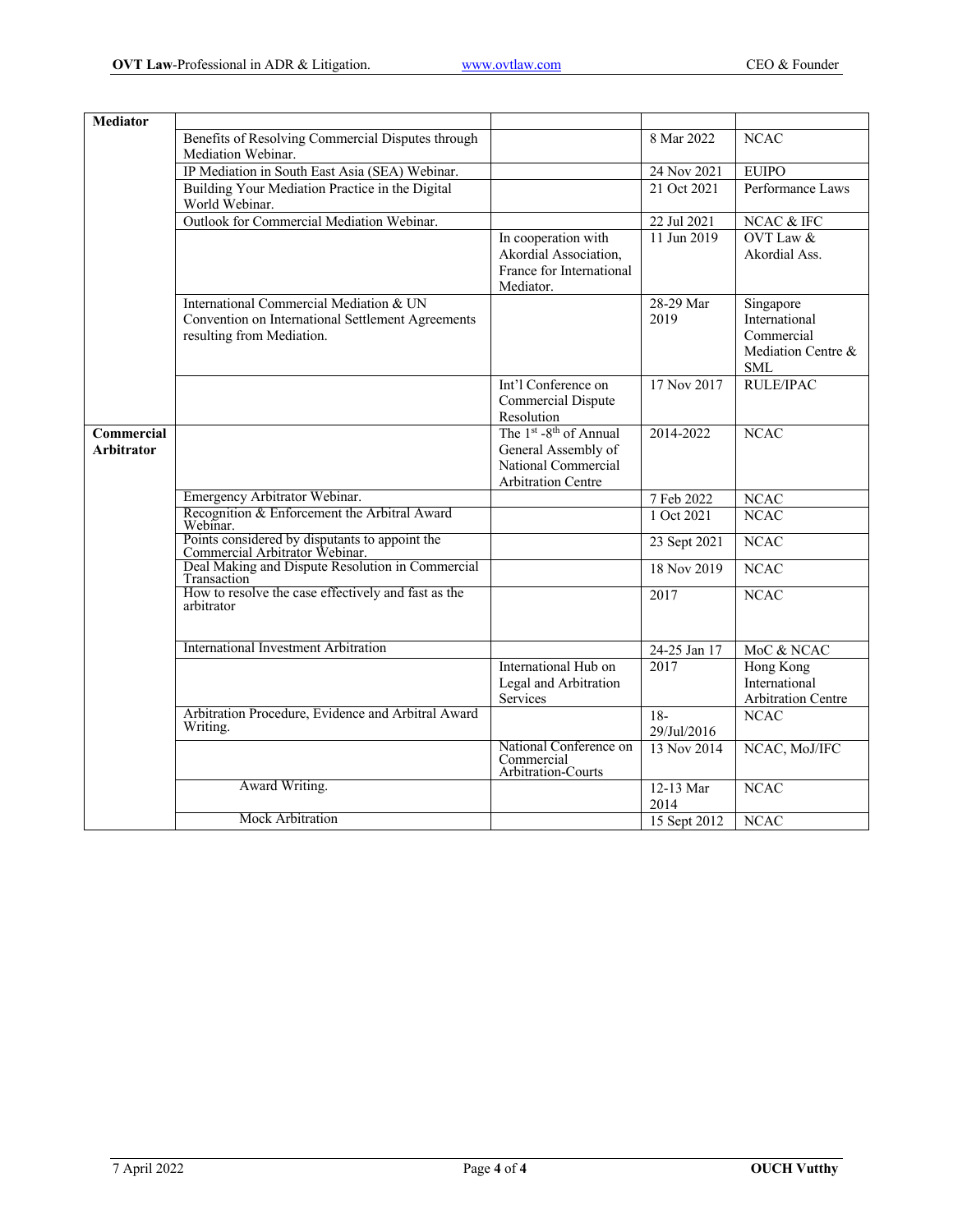| | | | | |
|---|---|---|---|---|
| **Mediator** | | | | |
| | Benefits of Resolving Commercial Disputes through Mediation Webinar. | | 8 Mar 2022 | NCAC |
| | IP Mediation in South East Asia (SEA) Webinar. | | 24 Nov 2021 | EUIPO |
| | Building Your Mediation Practice in the Digital World Webinar. | | 21 Oct 2021 | Performance Laws |
| | Outlook for Commercial Mediation Webinar. | | 22 Jul 2021 | NCAC & IFC |
| | | In cooperation with Akordial Association, France for International Mediator. | 11 Jun 2019 | OVT Law & Akordial Ass. |
| | International Commercial Mediation & UN Convention on International Settlement Agreements resulting from Mediation. | | 28-29 Mar 2019 | Singapore International Commercial Mediation Centre & SML |
| | | Int'l Conference on Commercial Dispute Resolution | 17 Nov 2017 | RULE/IPAC |
| **Commercial Arbitrator** | | The 1st -8th of Annual General Assembly of National Commercial Arbitration Centre | 2014-2022 | NCAC |
| | Emergency Arbitrator Webinar. | | 7 Feb 2022 | NCAC |
| | Recognition & Enforcement the Arbitral Award Webinar. | | 1 Oct 2021 | NCAC |
| | Points considered by disputants to appoint the Commercial Arbitrator Webinar. | | 23 Sept 2021 | NCAC |
| | Deal Making and Dispute Resolution in Commercial Transaction | | 18 Nov 2019 | NCAC |
| | How to resolve the case effectively and fast as the arbitrator | | 2017 | NCAC |
| | International Investment Arbitration | | 24-25 Jan 17 | MoC & NCAC |
| | | International Hub on Legal and Arbitration Services | 2017 | Hong Kong International Arbitration Centre |
| | Arbitration Procedure, Evidence and Arbitral Award Writing. | | 18-29/Jul/2016 | NCAC |
| | | National Conference on Commercial Arbitration-Courts | 13 Nov 2014 | NCAC, MoJ/IFC |
| | Award Writing. | | 12-13 Mar 2014 | NCAC |
| | Mock Arbitration | | 15 Sept 2012 | NCAC |